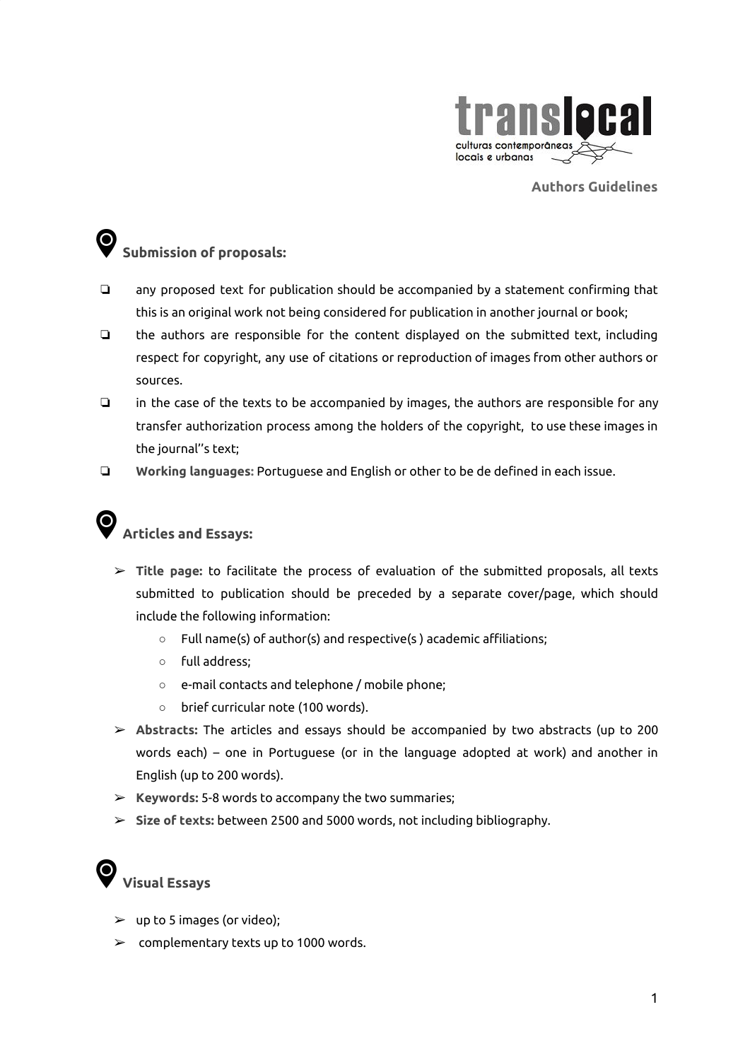# Authors Guidelines

## Submission of proposals:

- any proposed text for publication should be accompanied by a statement confirming that this is an original work not being considered for publication in another journal or book;
- the authors are responsible for the content displayed on the submitted text, including respect for copyright, any use of citations or reproduction of images from other authors or sources.
- in the case of the texts to be accompanied by images, the authors are responsible for any transfer authorization process among the holders of the copyright, to use these images in the journal''s text;
- **Working languages:** Portuguese and English or other to be de defined in each issue.

## Articles and Essays:

- **Title page:** to facilitate the process of evaluation of the submitted proposals, all texts submitted to publication should be preceded by a separate cover/page, which should include the following information:
  - Full name(s) of author(s) and respective(s ) academic affiliations;
  - full address;
  - e-mail contacts and telephone / mobile phone;
  - brief curricular note (100 words).
- **Abstracts:** The articles and essays should be accompanied by two abstracts (up to 200 words each) – one in Portuguese (or in the language adopted at work) and another in English (up to 200 words).
- **Keywords:** 5-8 words to accompany the two summaries;
- **Size of texts:** between 2500 and 5000 words, not including bibliography.

## Visual Essays

- up to 5 images (or video);
- complementary texts up to 1000 words.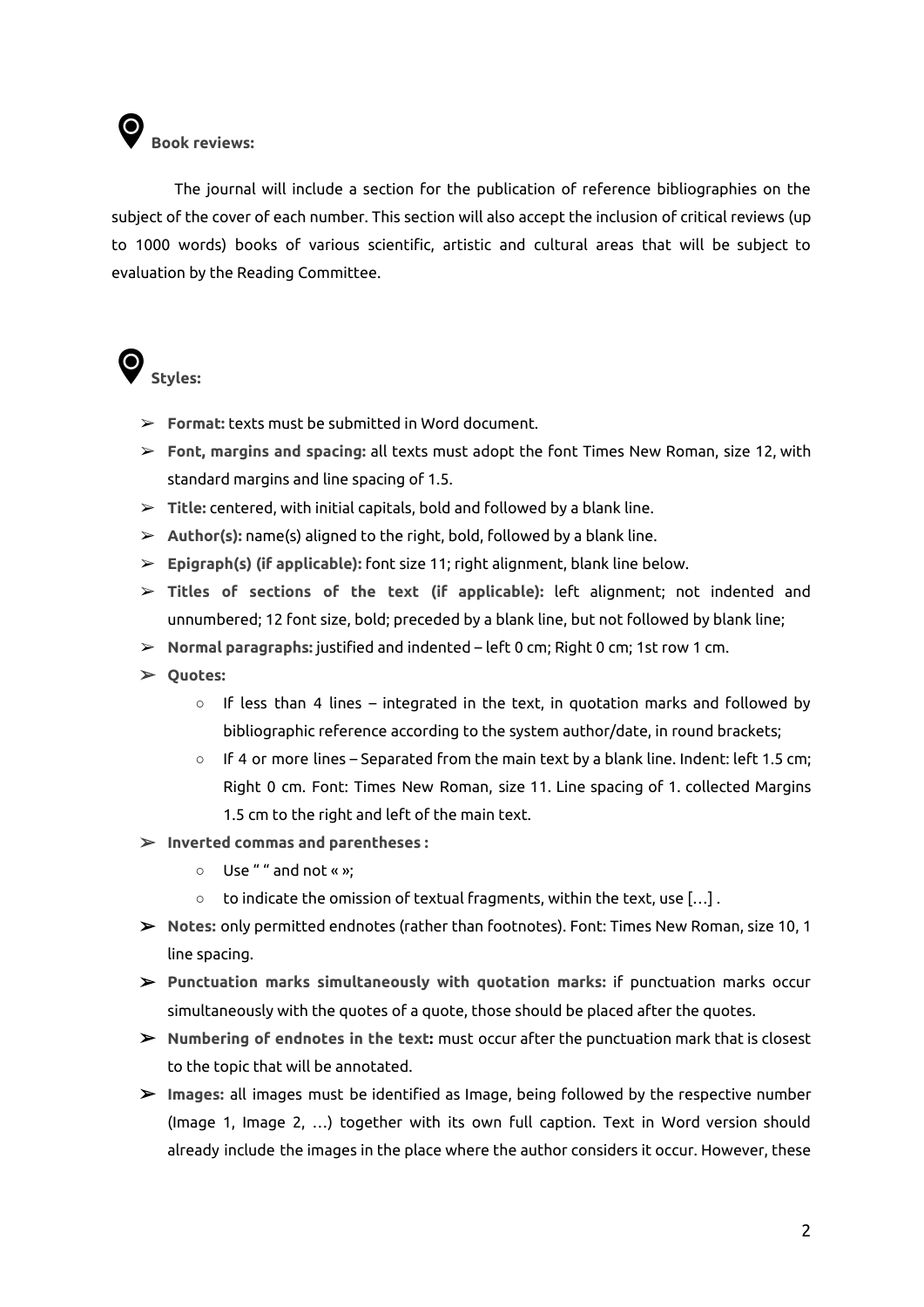## Book reviews:

The journal will include a section for the publication of reference bibliographies on the subject of the cover of each number. This section will also accept the inclusion of critical reviews (up to 1000 words) books of various scientific, artistic and cultural areas that will be subject to evaluation by the Reading Committee.

## Styles:

- **Format:** texts must be submitted in Word document.
- **Font, margins and spacing:** all texts must adopt the font Times New Roman, size 12, with standard margins and line spacing of 1.5.
- **Title:** centered, with initial capitals, bold and followed by a blank line.
- **Author(s):** name(s) aligned to the right, bold, followed by a blank line.
- **Epigraph(s) (if applicable):** font size 11; right alignment, blank line below.
- **Titles of sections of the text (if applicable):** left alignment; not indented and unnumbered; 12 font size, bold; preceded by a blank line, but not followed by blank line;
- **Normal paragraphs:** justified and indented – left 0 cm; Right 0 cm; 1st row 1 cm.
- **Quotes:**
  - If less than 4 lines – integrated in the text, in quotation marks and followed by bibliographic reference according to the system author/date, in round brackets;
  - If 4 or more lines – Separated from the main text by a blank line. Indent: left 1.5 cm; Right 0 cm. Font: Times New Roman, size 11. Line spacing of 1. collected Margins 1.5 cm to the right and left of the main text.
- **Inverted commas and parentheses :**
  - Use " " and not « »;
  - to indicate the omission of textual fragments, within the text, use […] .
- **Notes:** only permitted endnotes (rather than footnotes). Font: Times New Roman, size 10, 1 line spacing.
- **Punctuation marks simultaneously with quotation marks:** if punctuation marks occur simultaneously with the quotes of a quote, those should be placed after the quotes.
- **Numbering of endnotes in the text:** must occur after the punctuation mark that is closest to the topic that will be annotated.
- **Images:** all images must be identified as Image, being followed by the respective number (Image 1, Image 2, …) together with its own full caption. Text in Word version should already include the images in the place where the author considers it occur. However, these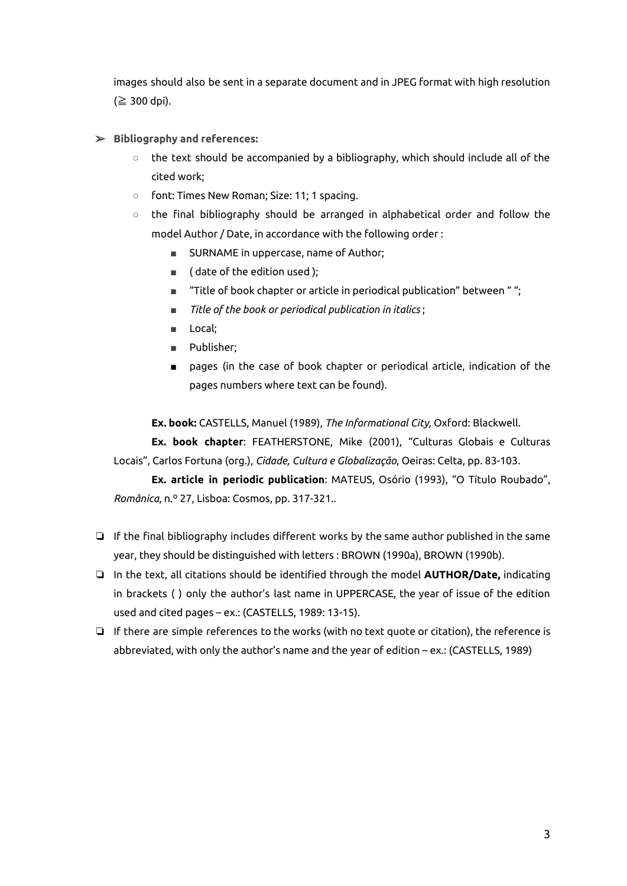images should also be sent in a separate document and in JPEG format with high resolution (≧ 300 dpi).

- **Bibliography and references:**
  - the text should be accompanied by a bibliography, which should include all of the cited work;
  - font: Times New Roman; Size: 11; 1 spacing.
  - the final bibliography should be arranged in alphabetical order and follow the model Author / Date, in accordance with the following order :
    - SURNAME in uppercase, name of Author;
    - ( date of the edition used );
    - "Title of book chapter or article in periodical publication" between " ";
    - *Title of the book or periodical publication in italics* ;
    - Local;
    - Publisher;
    - pages (in the case of book chapter or periodical article, indication of the pages numbers where text can be found).

  **Ex. book:** CASTELLS, Manuel (1989), *The Informational City*, Oxford: Blackwell.

  **Ex. book chapter**: FEATHERSTONE, Mike (2001), "Culturas Globais e Culturas Locais", Carlos Fortuna (org.), *Cidade, Cultura e Globalização*, Oeiras: Celta, pp. 83-103.

  **Ex. article in periodic publication**: MATEUS, Osório (1993), "O Título Roubado", *Românica*, n.º 27, Lisboa: Cosmos, pp. 317-321..

- If the final bibliography includes different works by the same author published in the same year, they should be distinguished with letters : BROWN (1990a), BROWN (1990b).
- In the text, all citations should be identified through the model **AUTHOR/Date,** indicating in brackets ( ) only the author's last name in UPPERCASE, the year of issue of the edition used and cited pages – ex.: (CASTELLS, 1989: 13-15).
- If there are simple references to the works (with no text quote or citation), the reference is abbreviated, with only the author's name and the year of edition – ex.: (CASTELLS, 1989)